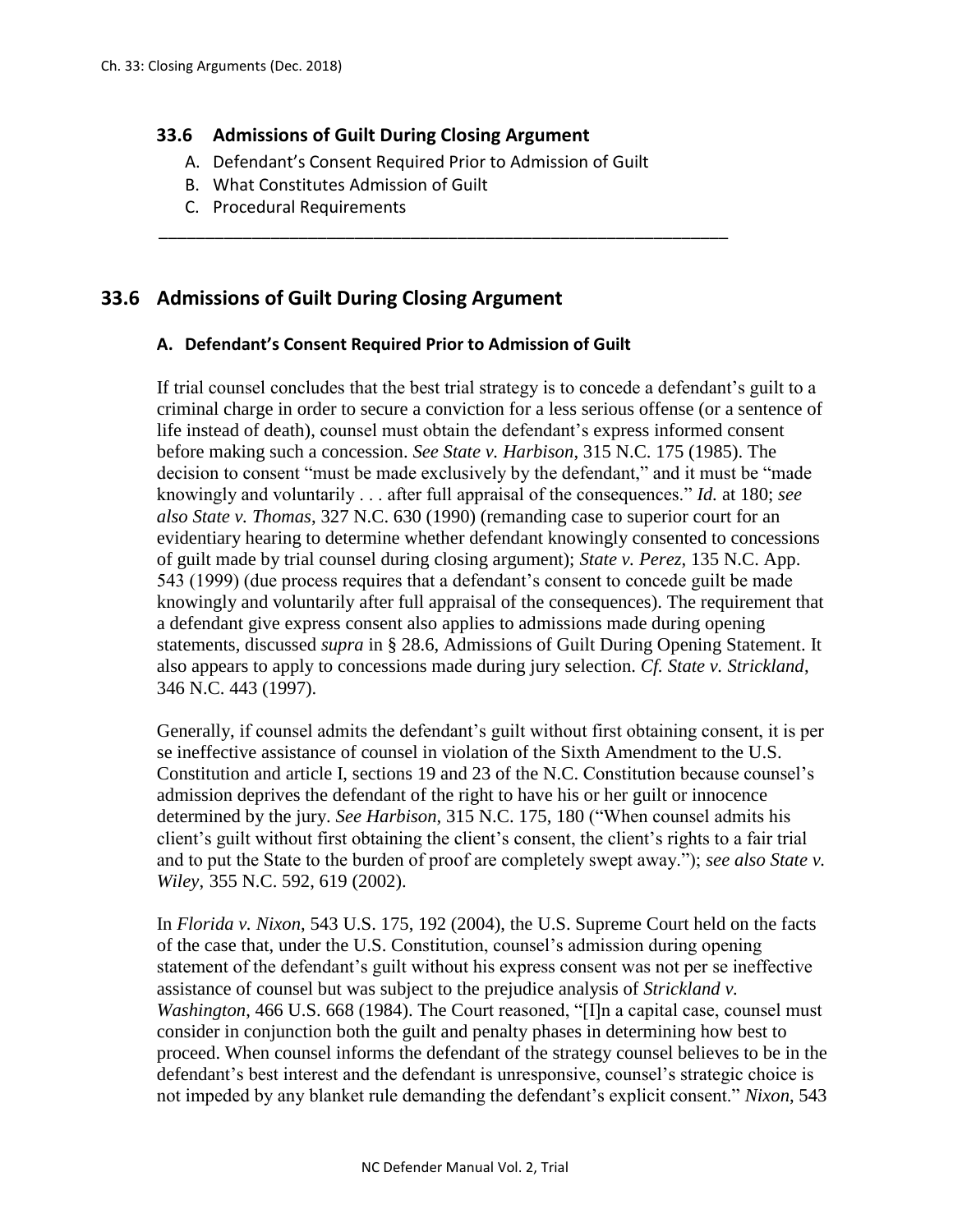## 33.6 Admissions of Guilt During Closing Argument

A. Defendant's Consent Required Prior to Admission of Guilt
B. What Constitutes Admission of Guilt
C. Procedural Requirements

---

## 33.6 Admissions of Guilt During Closing Argument

### A. Defendant's Consent Required Prior to Admission of Guilt

If trial counsel concludes that the best trial strategy is to concede a defendant's guilt to a criminal charge in order to secure a conviction for a less serious offense (or a sentence of life instead of death), counsel must obtain the defendant's express informed consent before making such a concession. *See State v. Harbison*, 315 N.C. 175 (1985). The decision to consent "must be made exclusively by the defendant," and it must be "made knowingly and voluntarily . . . after full appraisal of the consequences." *Id.* at 180; *see also State v. Thomas*, 327 N.C. 630 (1990) (remanding case to superior court for an evidentiary hearing to determine whether defendant knowingly consented to concessions of guilt made by trial counsel during closing argument); *State v. Perez*, 135 N.C. App. 543 (1999) (due process requires that a defendant's consent to concede guilt be made knowingly and voluntarily after full appraisal of the consequences). The requirement that a defendant give express consent also applies to admissions made during opening statements, discussed *supra* in § 28.6, Admissions of Guilt During Opening Statement. It also appears to apply to concessions made during jury selection. *Cf. State v. Strickland*, 346 N.C. 443 (1997).

Generally, if counsel admits the defendant's guilt without first obtaining consent, it is per se ineffective assistance of counsel in violation of the Sixth Amendment to the U.S. Constitution and article I, sections 19 and 23 of the N.C. Constitution because counsel's admission deprives the defendant of the right to have his or her guilt or innocence determined by the jury. *See Harbison*, 315 N.C. 175, 180 ("When counsel admits his client's guilt without first obtaining the client's consent, the client's rights to a fair trial and to put the State to the burden of proof are completely swept away."); *see also State v. Wiley*, 355 N.C. 592, 619 (2002).

In *Florida v. Nixon*, 543 U.S. 175, 192 (2004), the U.S. Supreme Court held on the facts of the case that, under the U.S. Constitution, counsel's admission during opening statement of the defendant's guilt without his express consent was not per se ineffective assistance of counsel but was subject to the prejudice analysis of *Strickland v. Washington*, 466 U.S. 668 (1984). The Court reasoned, "[I]n a capital case, counsel must consider in conjunction both the guilt and penalty phases in determining how best to proceed. When counsel informs the defendant of the strategy counsel believes to be in the defendant's best interest and the defendant is unresponsive, counsel's strategic choice is not impeded by any blanket rule demanding the defendant's explicit consent." *Nixon*, 543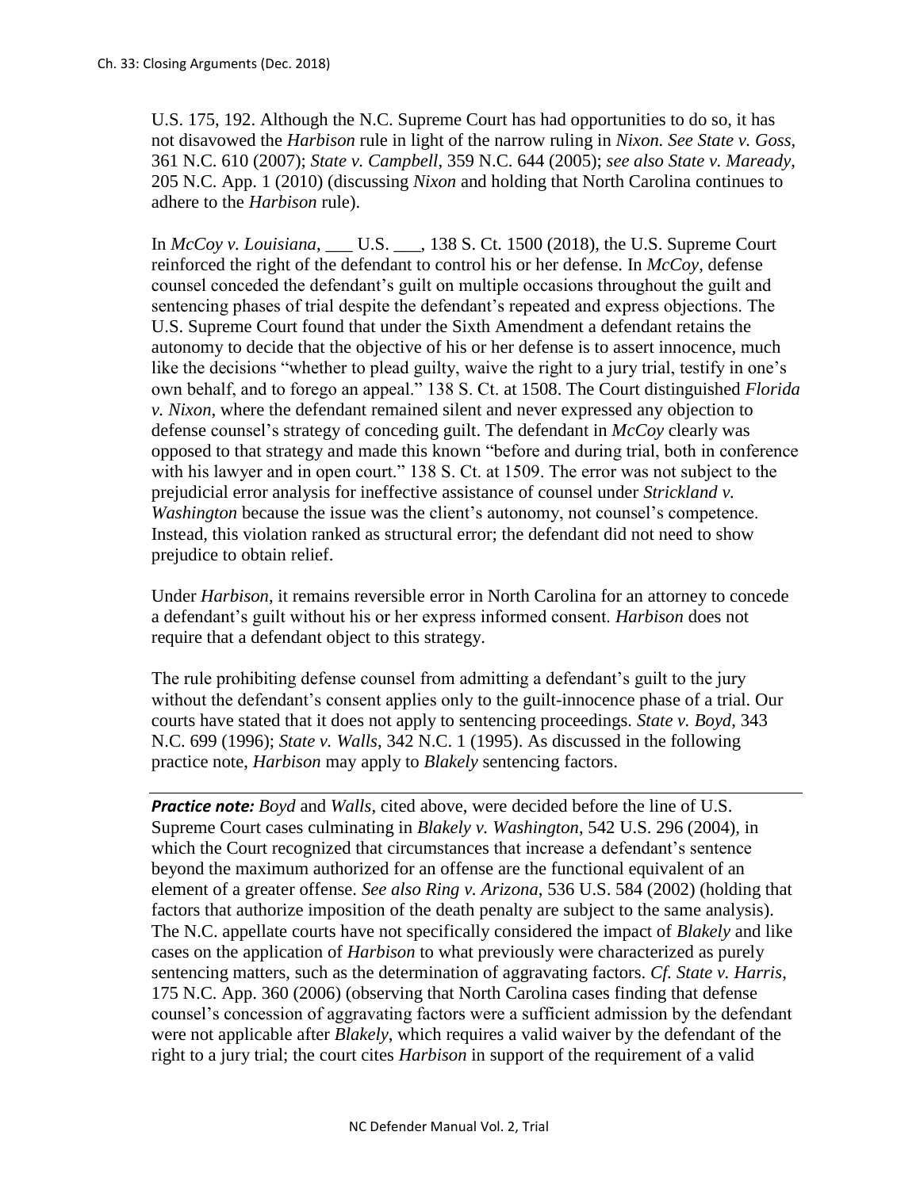U.S. 175, 192. Although the N.C. Supreme Court has had opportunities to do so, it has not disavowed the *Harbison* rule in light of the narrow ruling in *Nixon. See State v. Goss*, 361 N.C. 610 (2007); *State v. Campbell*, 359 N.C. 644 (2005); *see also State v. Maready*, 205 N.C. App. 1 (2010) (discussing *Nixon* and holding that North Carolina continues to adhere to the *Harbison* rule).

In *McCoy v. Louisiana*, ___ U.S. ___, 138 S. Ct. 1500 (2018), the U.S. Supreme Court reinforced the right of the defendant to control his or her defense. In *McCoy*, defense counsel conceded the defendant's guilt on multiple occasions throughout the guilt and sentencing phases of trial despite the defendant's repeated and express objections. The U.S. Supreme Court found that under the Sixth Amendment a defendant retains the autonomy to decide that the objective of his or her defense is to assert innocence, much like the decisions "whether to plead guilty, waive the right to a jury trial, testify in one's own behalf, and to forego an appeal." 138 S. Ct. at 1508. The Court distinguished *Florida v. Nixon*, where the defendant remained silent and never expressed any objection to defense counsel's strategy of conceding guilt. The defendant in *McCoy* clearly was opposed to that strategy and made this known "before and during trial, both in conference with his lawyer and in open court." 138 S. Ct. at 1509. The error was not subject to the prejudicial error analysis for ineffective assistance of counsel under *Strickland v. Washington* because the issue was the client's autonomy, not counsel's competence. Instead, this violation ranked as structural error; the defendant did not need to show prejudice to obtain relief.

Under *Harbison*, it remains reversible error in North Carolina for an attorney to concede a defendant's guilt without his or her express informed consent. *Harbison* does not require that a defendant object to this strategy.

The rule prohibiting defense counsel from admitting a defendant's guilt to the jury without the defendant's consent applies only to the guilt-innocence phase of a trial. Our courts have stated that it does not apply to sentencing proceedings. *State v. Boyd*, 343 N.C. 699 (1996); *State v. Walls*, 342 N.C. 1 (1995). As discussed in the following practice note, *Harbison* may apply to *Blakely* sentencing factors.

***Practice note:*** *Boyd* and *Walls*, cited above, were decided before the line of U.S. Supreme Court cases culminating in *Blakely v. Washington*, 542 U.S. 296 (2004), in which the Court recognized that circumstances that increase a defendant's sentence beyond the maximum authorized for an offense are the functional equivalent of an element of a greater offense. *See also Ring v. Arizona*, 536 U.S. 584 (2002) (holding that factors that authorize imposition of the death penalty are subject to the same analysis). The N.C. appellate courts have not specifically considered the impact of *Blakely* and like cases on the application of *Harbison* to what previously were characterized as purely sentencing matters, such as the determination of aggravating factors. *Cf. State v. Harris*, 175 N.C. App. 360 (2006) (observing that North Carolina cases finding that defense counsel's concession of aggravating factors were a sufficient admission by the defendant were not applicable after *Blakely*, which requires a valid waiver by the defendant of the right to a jury trial; the court cites *Harbison* in support of the requirement of a valid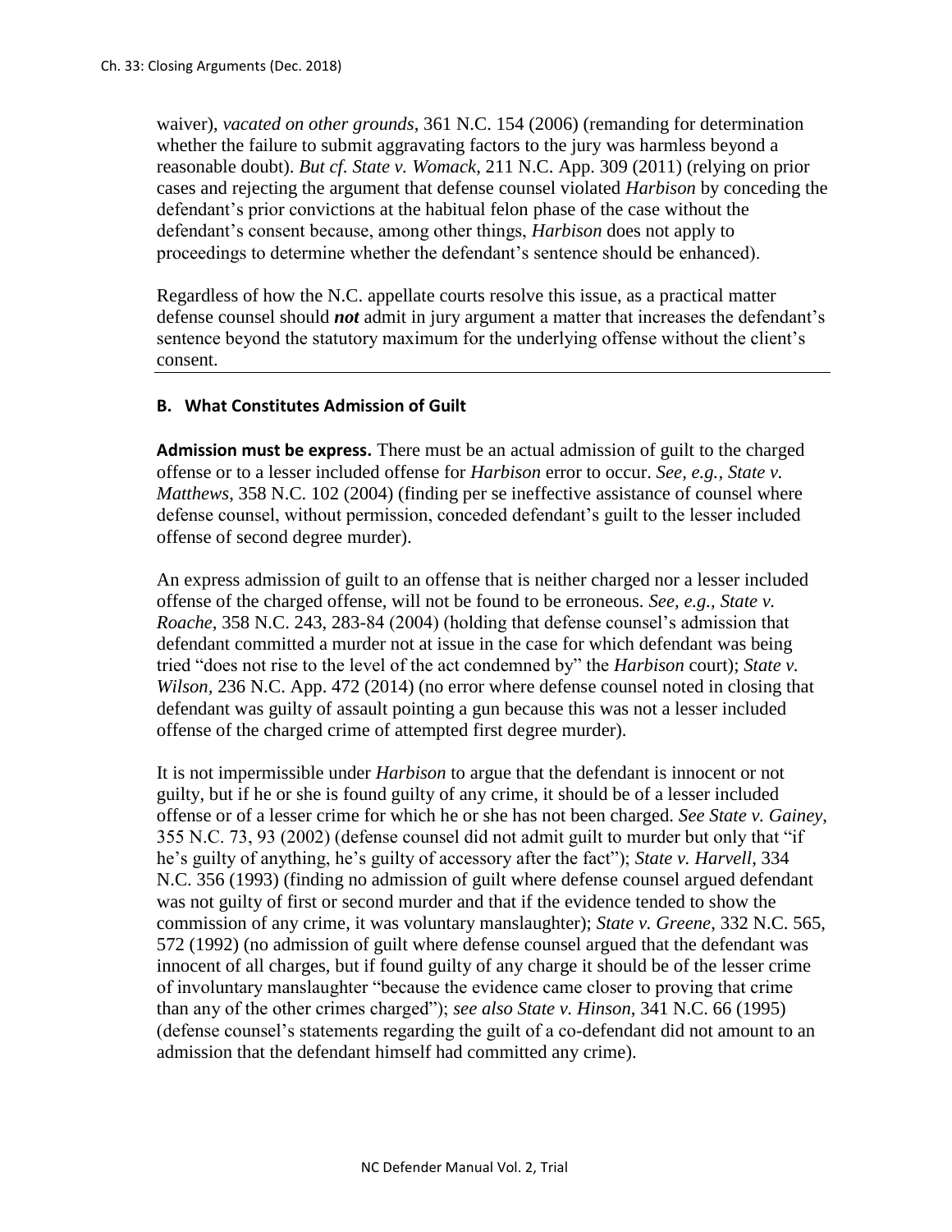waiver), *vacated on other grounds*, 361 N.C. 154 (2006) (remanding for determination whether the failure to submit aggravating factors to the jury was harmless beyond a reasonable doubt). *But cf. State v. Womack*, 211 N.C. App. 309 (2011) (relying on prior cases and rejecting the argument that defense counsel violated *Harbison* by conceding the defendant's prior convictions at the habitual felon phase of the case without the defendant's consent because, among other things, *Harbison* does not apply to proceedings to determine whether the defendant's sentence should be enhanced).

Regardless of how the N.C. appellate courts resolve this issue, as a practical matter defense counsel should ***not*** admit in jury argument a matter that increases the defendant's sentence beyond the statutory maximum for the underlying offense without the client's consent.

### B. What Constitutes Admission of Guilt

**Admission must be express.** There must be an actual admission of guilt to the charged offense or to a lesser included offense for *Harbison* error to occur. *See, e.g.*, *State v. Matthews*, 358 N.C. 102 (2004) (finding per se ineffective assistance of counsel where defense counsel, without permission, conceded defendant's guilt to the lesser included offense of second degree murder).

An express admission of guilt to an offense that is neither charged nor a lesser included offense of the charged offense, will not be found to be erroneous. *See, e.g.*, *State v. Roache*, 358 N.C. 243, 283-84 (2004) (holding that defense counsel's admission that defendant committed a murder not at issue in the case for which defendant was being tried "does not rise to the level of the act condemned by" the *Harbison* court); *State v. Wilson*, 236 N.C. App. 472 (2014) (no error where defense counsel noted in closing that defendant was guilty of assault pointing a gun because this was not a lesser included offense of the charged crime of attempted first degree murder).

It is not impermissible under *Harbison* to argue that the defendant is innocent or not guilty, but if he or she is found guilty of any crime, it should be of a lesser included offense or of a lesser crime for which he or she has not been charged. *See State v. Gainey*, 355 N.C. 73, 93 (2002) (defense counsel did not admit guilt to murder but only that "if he's guilty of anything, he's guilty of accessory after the fact"); *State v. Harvell*, 334 N.C. 356 (1993) (finding no admission of guilt where defense counsel argued defendant was not guilty of first or second murder and that if the evidence tended to show the commission of any crime, it was voluntary manslaughter); *State v. Greene*, 332 N.C. 565, 572 (1992) (no admission of guilt where defense counsel argued that the defendant was innocent of all charges, but if found guilty of any charge it should be of the lesser crime of involuntary manslaughter "because the evidence came closer to proving that crime than any of the other crimes charged"); *see also State v. Hinson*, 341 N.C. 66 (1995) (defense counsel's statements regarding the guilt of a co-defendant did not amount to an admission that the defendant himself had committed any crime).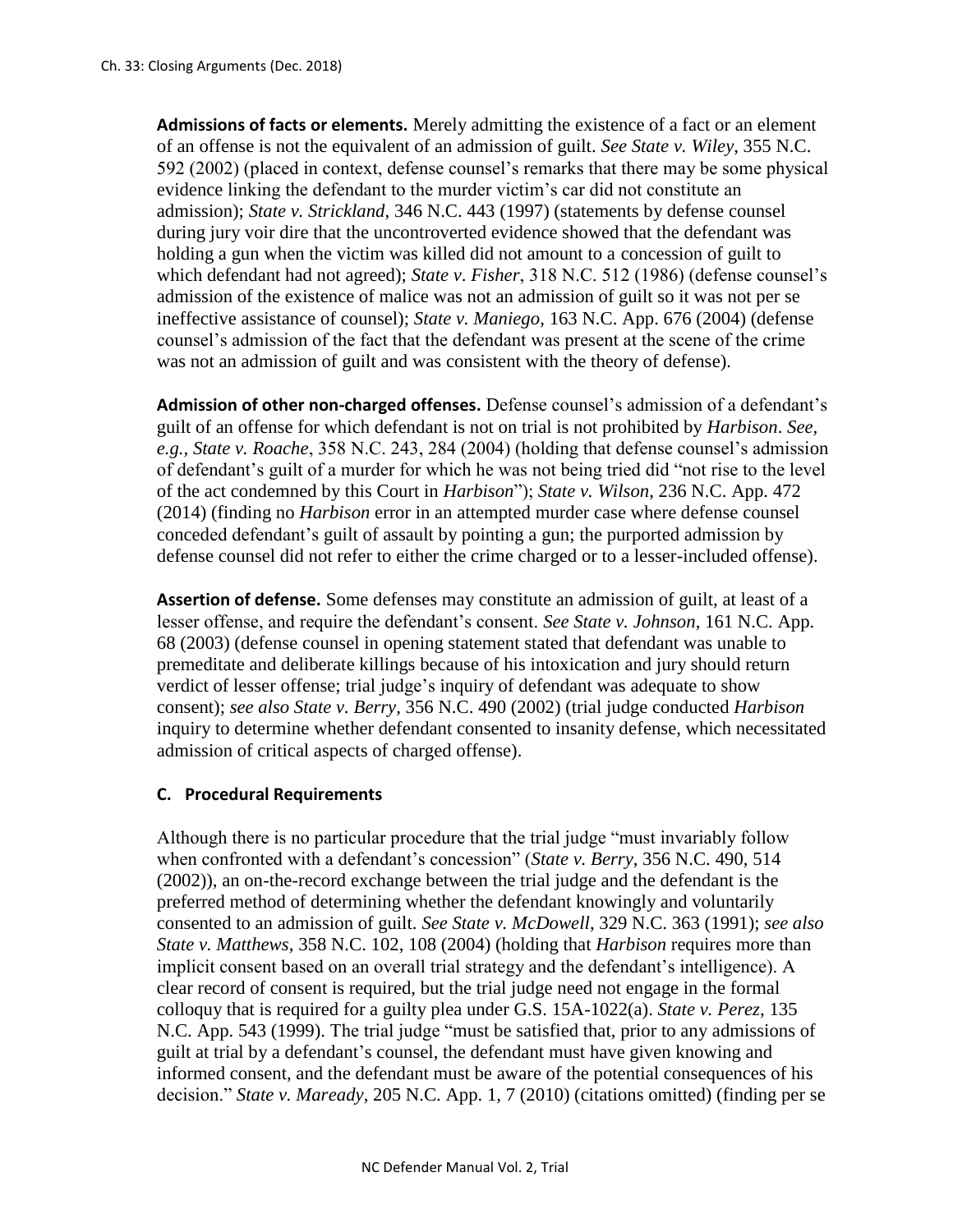**Admissions of facts or elements.** Merely admitting the existence of a fact or an element of an offense is not the equivalent of an admission of guilt. *See State v. Wiley*, 355 N.C. 592 (2002) (placed in context, defense counsel's remarks that there may be some physical evidence linking the defendant to the murder victim's car did not constitute an admission); *State v. Strickland*, 346 N.C. 443 (1997) (statements by defense counsel during jury voir dire that the uncontroverted evidence showed that the defendant was holding a gun when the victim was killed did not amount to a concession of guilt to which defendant had not agreed); *State v. Fisher*, 318 N.C. 512 (1986) (defense counsel's admission of the existence of malice was not an admission of guilt so it was not per se ineffective assistance of counsel); *State v. Maniego*, 163 N.C. App. 676 (2004) (defense counsel's admission of the fact that the defendant was present at the scene of the crime was not an admission of guilt and was consistent with the theory of defense).

**Admission of other non-charged offenses.** Defense counsel's admission of a defendant's guilt of an offense for which defendant is not on trial is not prohibited by *Harbison*. *See, e.g.*, *State v. Roache*, 358 N.C. 243, 284 (2004) (holding that defense counsel's admission of defendant's guilt of a murder for which he was not being tried did "not rise to the level of the act condemned by this Court in *Harbison*"); *State v. Wilson*, 236 N.C. App. 472 (2014) (finding no *Harbison* error in an attempted murder case where defense counsel conceded defendant's guilt of assault by pointing a gun; the purported admission by defense counsel did not refer to either the crime charged or to a lesser-included offense).

**Assertion of defense.** Some defenses may constitute an admission of guilt, at least of a lesser offense, and require the defendant's consent. *See State v. Johnson*, 161 N.C. App. 68 (2003) (defense counsel in opening statement stated that defendant was unable to premeditate and deliberate killings because of his intoxication and jury should return verdict of lesser offense; trial judge's inquiry of defendant was adequate to show consent); *see also State v. Berry*, 356 N.C. 490 (2002) (trial judge conducted *Harbison* inquiry to determine whether defendant consented to insanity defense, which necessitated admission of critical aspects of charged offense).

### C. Procedural Requirements

Although there is no particular procedure that the trial judge "must invariably follow when confronted with a defendant's concession" (*State v. Berry*, 356 N.C. 490, 514 (2002)), an on-the-record exchange between the trial judge and the defendant is the preferred method of determining whether the defendant knowingly and voluntarily consented to an admission of guilt. *See State v. McDowell*, 329 N.C. 363 (1991); *see also State v. Matthews*, 358 N.C. 102, 108 (2004) (holding that *Harbison* requires more than implicit consent based on an overall trial strategy and the defendant's intelligence). A clear record of consent is required, but the trial judge need not engage in the formal colloquy that is required for a guilty plea under G.S. 15A-1022(a). *State v. Perez*, 135 N.C. App. 543 (1999). The trial judge "must be satisfied that, prior to any admissions of guilt at trial by a defendant's counsel, the defendant must have given knowing and informed consent, and the defendant must be aware of the potential consequences of his decision." *State v. Maready*, 205 N.C. App. 1, 7 (2010) (citations omitted) (finding per se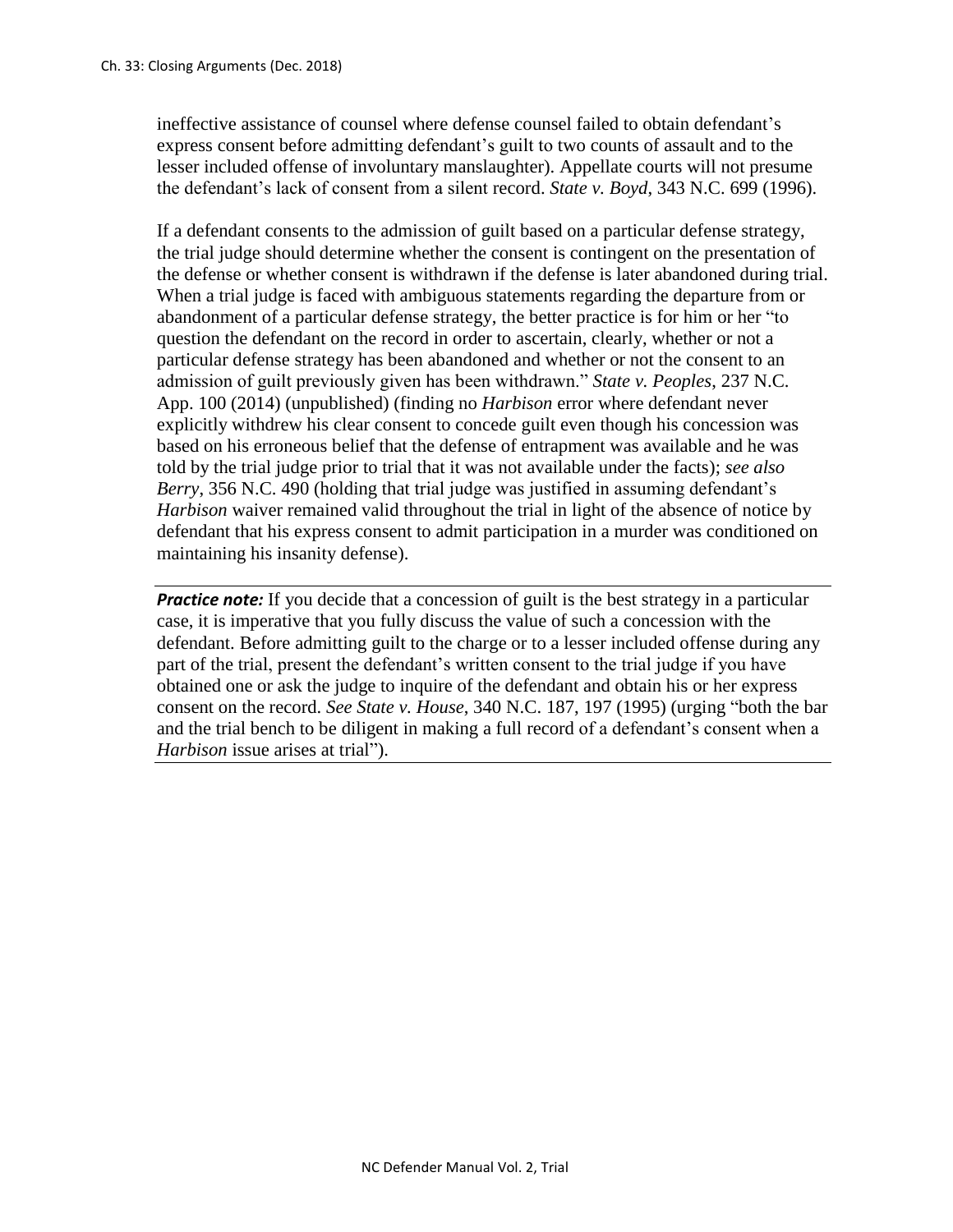ineffective assistance of counsel where defense counsel failed to obtain defendant's express consent before admitting defendant's guilt to two counts of assault and to the lesser included offense of involuntary manslaughter). Appellate courts will not presume the defendant's lack of consent from a silent record. *State v. Boyd*, 343 N.C. 699 (1996).

If a defendant consents to the admission of guilt based on a particular defense strategy, the trial judge should determine whether the consent is contingent on the presentation of the defense or whether consent is withdrawn if the defense is later abandoned during trial. When a trial judge is faced with ambiguous statements regarding the departure from or abandonment of a particular defense strategy, the better practice is for him or her "to question the defendant on the record in order to ascertain, clearly, whether or not a particular defense strategy has been abandoned and whether or not the consent to an admission of guilt previously given has been withdrawn." *State v. Peoples*, 237 N.C. App. 100 (2014) (unpublished) (finding no *Harbison* error where defendant never explicitly withdrew his clear consent to concede guilt even though his concession was based on his erroneous belief that the defense of entrapment was available and he was told by the trial judge prior to trial that it was not available under the facts); *see also Berry*, 356 N.C. 490 (holding that trial judge was justified in assuming defendant's *Harbison* waiver remained valid throughout the trial in light of the absence of notice by defendant that his express consent to admit participation in a murder was conditioned on maintaining his insanity defense).

***Practice note:*** If you decide that a concession of guilt is the best strategy in a particular case, it is imperative that you fully discuss the value of such a concession with the defendant. Before admitting guilt to the charge or to a lesser included offense during any part of the trial, present the defendant's written consent to the trial judge if you have obtained one or ask the judge to inquire of the defendant and obtain his or her express consent on the record. *See State v. House*, 340 N.C. 187, 197 (1995) (urging "both the bar and the trial bench to be diligent in making a full record of a defendant's consent when a *Harbison* issue arises at trial").